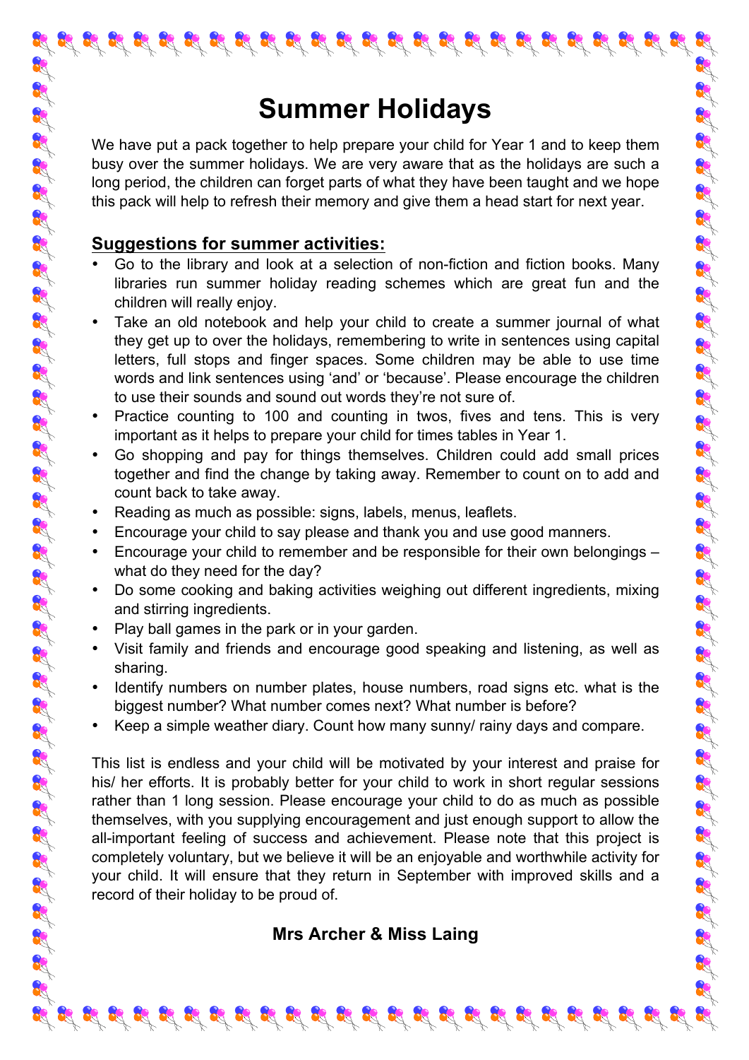# Summer Holidays

We have put a pack together to help prepare your child for Year 1 and to keep them busy over the summer holidays. We are very aware that as the holidays are such a long period, the children can forget parts of what they have been taught and we hope this pack will help to refresh their memory and give them a head start for next year.

## Suggestions for summer activities:

- Go to the library and look at a selection of non-fiction and fiction books. Many libraries run summer holiday reading schemes which are great fun and the children will really enjoy.
- Take an old notebook and help your child to create a summer journal of what they get up to over the holidays, remembering to write in sentences using capital letters, full stops and finger spaces. Some children may be able to use time words and link sentences using 'and' or 'because'. Please encourage the children to use their sounds and sound out words they're not sure of.
- Practice counting to 100 and counting in twos, fives and tens. This is very important as it helps to prepare your child for times tables in Year 1.
- Go shopping and pay for things themselves. Children could add small prices together and find the change by taking away. Remember to count on to add and count back to take away.
- Reading as much as possible: signs, labels, menus, leaflets.
- Encourage your child to say please and thank you and use good manners.
- Encourage your child to remember and be responsible for their own belongings – what do they need for the day?
- Do some cooking and baking activities weighing out different ingredients, mixing and stirring ingredients.
- Play ball games in the park or in your garden.
- Visit family and friends and encourage good speaking and listening, as well as sharing.
- Identify numbers on number plates, house numbers, road signs etc. what is the biggest number? What number comes next? What number is before?
- Keep a simple weather diary. Count how many sunny/ rainy days and compare.

This list is endless and your child will be motivated by your interest and praise for his/ her efforts. It is probably better for your child to work in short regular sessions rather than 1 long session. Please encourage your child to do as much as possible themselves, with you supplying encouragement and just enough support to allow the all-important feeling of success and achievement. Please note that this project is completely voluntary, but we believe it will be an enjoyable and worthwhile activity for your child. It will ensure that they return in September with improved skills and a record of their holiday to be proud of.

**Mrs Archer & Miss Laing**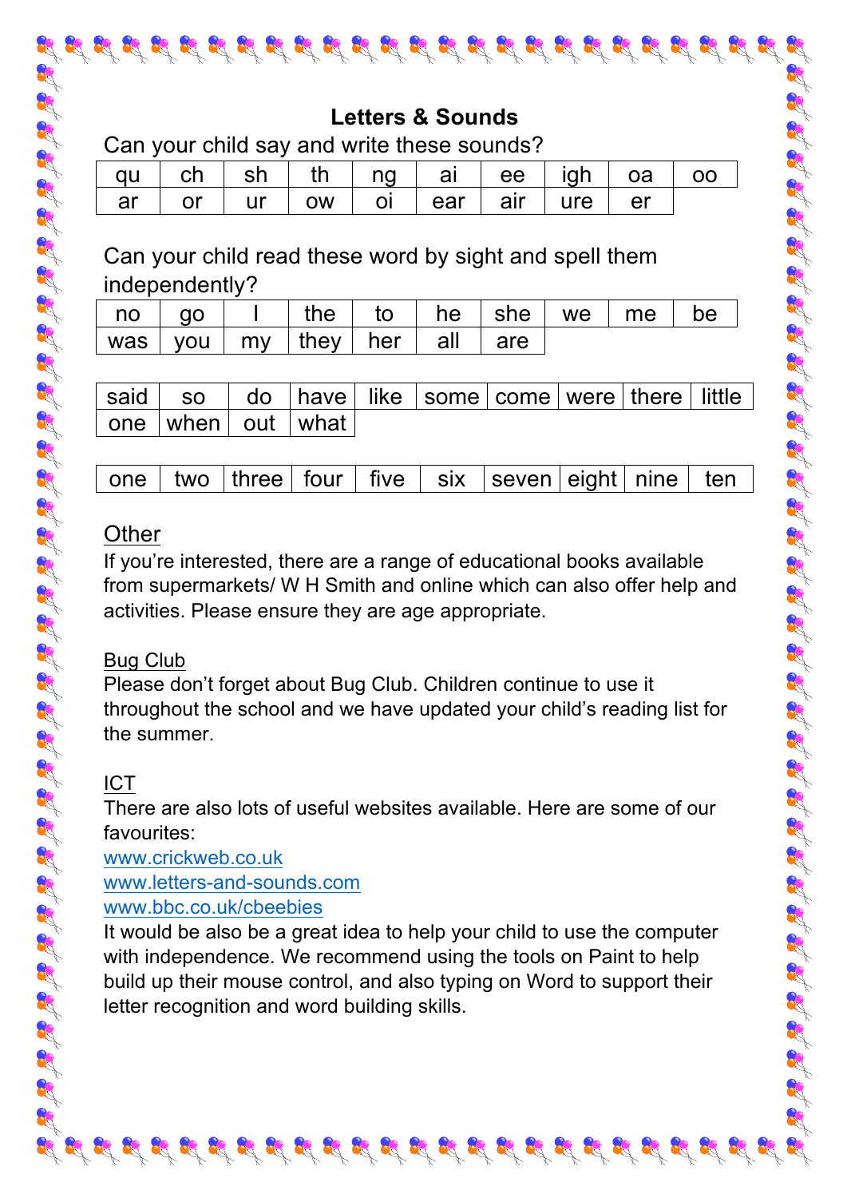## Letters & Sounds

Can your child say and write these sounds?

| | | | | | | | | | |
|---|---|---|---|---|---|---|---|---|---|
| qu | ch | sh | th | ng | ai | ee | igh | oa | oo |
| ar | or | ur | ow | oi | ear | air | ure | er | |

Can your child read these word by sight and spell them independently?

| | | | | | | | | | |
|---|---|---|---|---|---|---|---|---|---|
| no | go | I | the | to | he | she | we | me | be |
| was | you | my | they | her | all | are | | | |

| | | | | | | | | | |
|---|---|---|---|---|---|---|---|---|---|
| said | so | do | have | like | some | come | were | there | little |
| one | when | out | what | | | | | | |

| | | | | | | | | | |
|---|---|---|---|---|---|---|---|---|---|
| one | two | three | four | five | six | seven | eight | nine | ten |

### Other

If you're interested, there are a range of educational books available from supermarkets/ W H Smith and online which can also offer help and activities. Please ensure they are age appropriate.

### Bug Club

Please don't forget about Bug Club. Children continue to use it throughout the school and we have updated your child's reading list for the summer.

### ICT

There are also lots of useful websites available. Here are some of our favourites:

www.crickweb.co.uk
www.letters-and-sounds.com
www.bbc.co.uk/cbeebies

It would be also be a great idea to help your child to use the computer with independence. We recommend using the tools on Paint to help build up their mouse control, and also typing on Word to support their letter recognition and word building skills.